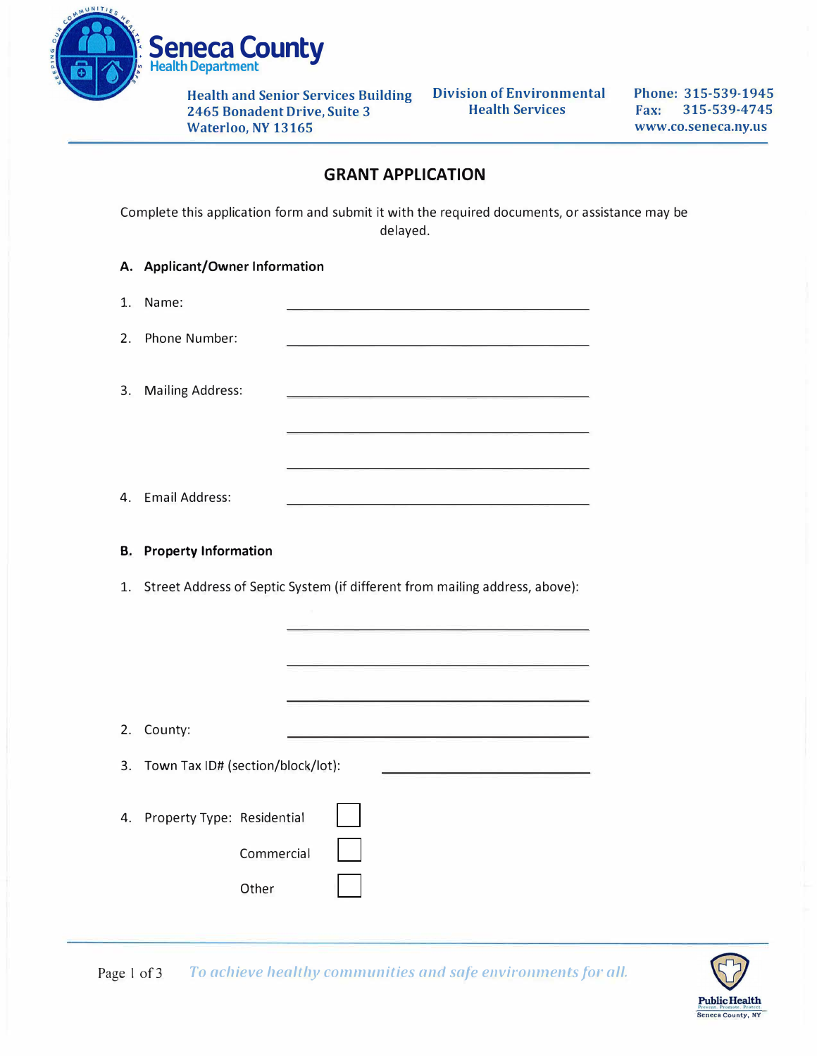**Seneca County**
Health Department

Health and Senior Services Building
2465 Bonadent Drive, Suite 3
Waterloo, NY 13165

Division of Environmental Health Services

Phone: 315-539-1945
Fax: 315-539-4745
www.co.seneca.ny.us

# GRANT APPLICATION

Complete this application form and submit it with the required documents, or assistance may be delayed.

## A. Applicant/Owner Information

1. Name: ______________________________
2. Phone Number: ______________________________
3. Mailing Address: ______________________________
   ______________________________
   ______________________________
4. Email Address: ______________________________

## B. Property Information

1. Street Address of Septic System (if different from mailing address, above):

   ______________________________
   ______________________________
   ______________________________

2. County: ______________________________
3. Town Tax ID# (section/block/lot): ______________________
4. Property Type: Residential ☐
   Commercial ☐
   Other ☐

*To achieve healthy communities and safe environments for all.*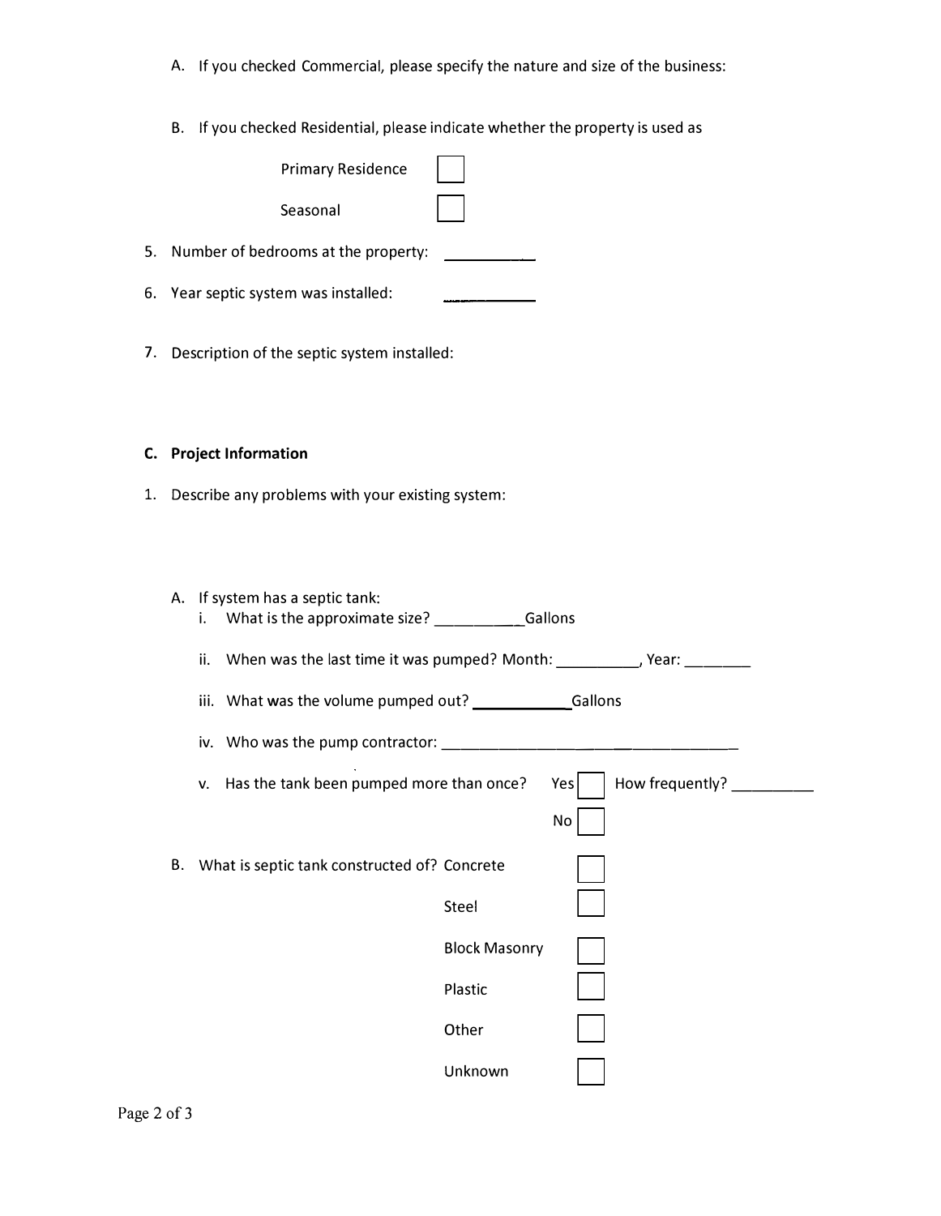A. If you checked Commercial, please specify the nature and size of the business:

B. If you checked Residential, please indicate whether the property is used as

- Primary Residence ☐
- Seasonal ☐

5. Number of bedrooms at the property: __________

6. Year septic system was installed: __________

7. Description of the septic system installed:

### C. Project Information

1. Describe any problems with your existing system:

A. If system has a septic tank:

i. What is the approximate size? __________ Gallons

ii. When was the last time it was pumped? Month: __________, Year: ________

iii. What was the volume pumped out? __________ Gallons

iv. Who was the pump contractor: ______________________________

v. Has the tank been pumped more than once? Yes ☐ How frequently? __________

No ☐

B. What is septic tank constructed of?

- Concrete ☐
- Steel ☐
- Block Masonry ☐
- Plastic ☐
- Other ☐
- Unknown ☐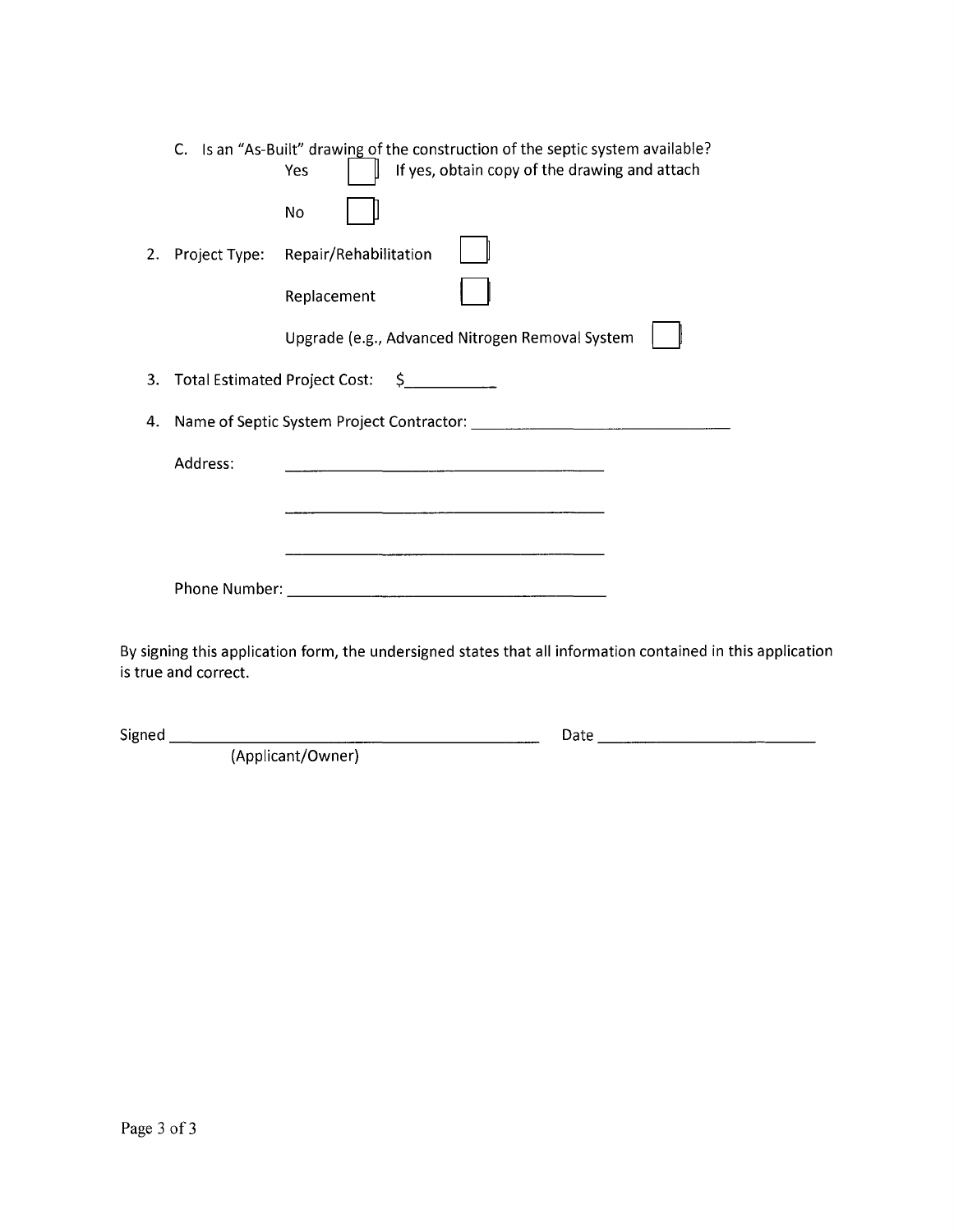C. Is an "As-Built" drawing of the construction of the septic system available?

Yes ☐ If yes, obtain copy of the drawing and attach

No ☐

2. Project Type: Repair/Rehabilitation ☐

   Replacement ☐

   Upgrade (e.g., Advanced Nitrogen Removal System ☐

3. Total Estimated Project Cost: $__________

4. Name of Septic System Project Contractor: ______________________________

   Address: ____________________________________

   ____________________________________

   ____________________________________

   Phone Number: ____________________________________

By signing this application form, the undersigned states that all information contained in this application is true and correct.

Signed ____________________________________________ Date ________________________

(Applicant/Owner)